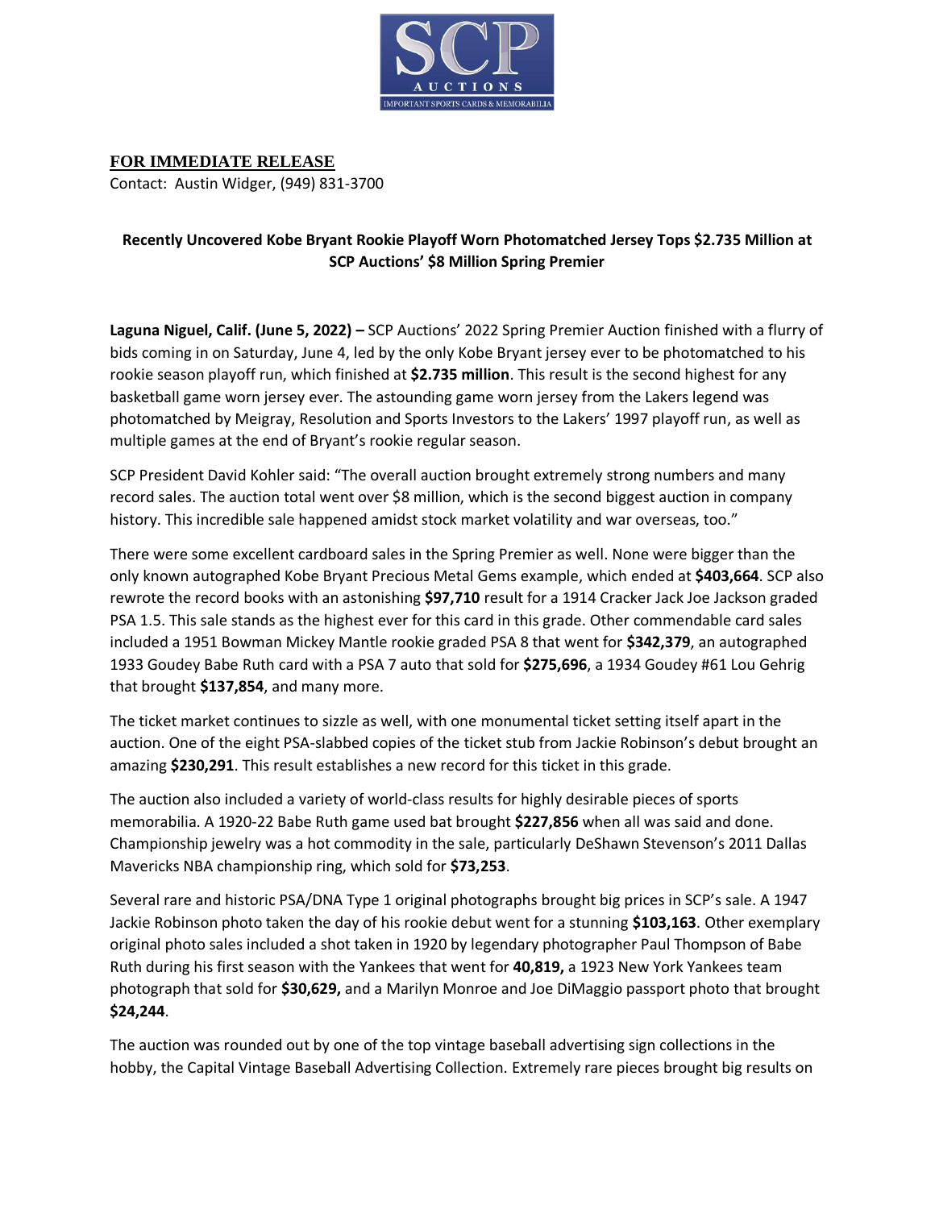**FOR IMMEDIATE RELEASE**

Contact: Austin Widger, (949) 831-3700

**Recently Uncovered Kobe Bryant Rookie Playoff Worn Photomatched Jersey Tops $2.735 Million at SCP Auctions' $8 Million Spring Premier**

**Laguna Niguel, Calif. (June 5, 2022) –** SCP Auctions' 2022 Spring Premier Auction finished with a flurry of bids coming in on Saturday, June 4, led by the only Kobe Bryant jersey ever to be photomatched to his rookie season playoff run, which finished at **$2.735 million**. This result is the second highest for any basketball game worn jersey ever. The astounding game worn jersey from the Lakers legend was photomatched by Meigray, Resolution and Sports Investors to the Lakers' 1997 playoff run, as well as multiple games at the end of Bryant's rookie regular season.

SCP President David Kohler said: "The overall auction brought extremely strong numbers and many record sales. The auction total went over $8 million, which is the second biggest auction in company history. This incredible sale happened amidst stock market volatility and war overseas, too."

There were some excellent cardboard sales in the Spring Premier as well. None were bigger than the only known autographed Kobe Bryant Precious Metal Gems example, which ended at **$403,664**. SCP also rewrote the record books with an astonishing **$97,710** result for a 1914 Cracker Jack Joe Jackson graded PSA 1.5. This sale stands as the highest ever for this card in this grade. Other commendable card sales included a 1951 Bowman Mickey Mantle rookie graded PSA 8 that went for **$342,379**, an autographed 1933 Goudey Babe Ruth card with a PSA 7 auto that sold for **$275,696**, a 1934 Goudey #61 Lou Gehrig that brought **$137,854**, and many more.

The ticket market continues to sizzle as well, with one monumental ticket setting itself apart in the auction. One of the eight PSA-slabbed copies of the ticket stub from Jackie Robinson's debut brought an amazing **$230,291**. This result establishes a new record for this ticket in this grade.

The auction also included a variety of world-class results for highly desirable pieces of sports memorabilia. A 1920-22 Babe Ruth game used bat brought **$227,856** when all was said and done. Championship jewelry was a hot commodity in the sale, particularly DeShawn Stevenson's 2011 Dallas Mavericks NBA championship ring, which sold for **$73,253**.

Several rare and historic PSA/DNA Type 1 original photographs brought big prices in SCP's sale. A 1947 Jackie Robinson photo taken the day of his rookie debut went for a stunning **$103,163**. Other exemplary original photo sales included a shot taken in 1920 by legendary photographer Paul Thompson of Babe Ruth during his first season with the Yankees that went for **40,819,** a 1923 New York Yankees team photograph that sold for **$30,629,** and a Marilyn Monroe and Joe DiMaggio passport photo that brought **$24,244**.

The auction was rounded out by one of the top vintage baseball advertising sign collections in the hobby, the Capital Vintage Baseball Advertising Collection. Extremely rare pieces brought big results on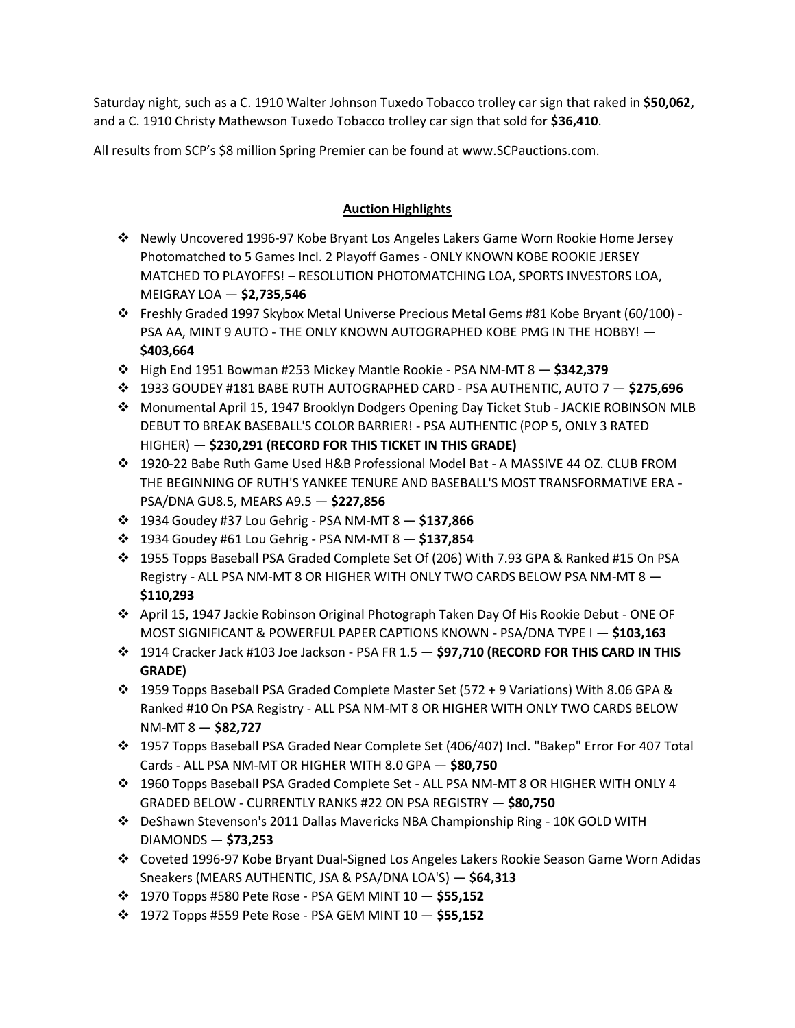Saturday night, such as a C. 1910 Walter Johnson Tuxedo Tobacco trolley car sign that raked in **$50,062,** and a C. 1910 Christy Mathewson Tuxedo Tobacco trolley car sign that sold for **$36,410**.

All results from SCP's $8 million Spring Premier can be found at www.SCPauctions.com.

## Auction Highlights

- Newly Uncovered 1996-97 Kobe Bryant Los Angeles Lakers Game Worn Rookie Home Jersey Photomatched to 5 Games Incl. 2 Playoff Games - ONLY KNOWN KOBE ROOKIE JERSEY MATCHED TO PLAYOFFS! – RESOLUTION PHOTOMATCHING LOA, SPORTS INVESTORS LOA, MEIGRAY LOA — **$2,735,546**
- Freshly Graded 1997 Skybox Metal Universe Precious Metal Gems #81 Kobe Bryant (60/100) - PSA AA, MINT 9 AUTO - THE ONLY KNOWN AUTOGRAPHED KOBE PMG IN THE HOBBY! — **$403,664**
- High End 1951 Bowman #253 Mickey Mantle Rookie - PSA NM-MT 8 — **$342,379**
- 1933 GOUDEY #181 BABE RUTH AUTOGRAPHED CARD - PSA AUTHENTIC, AUTO 7 — **$275,696**
- Monumental April 15, 1947 Brooklyn Dodgers Opening Day Ticket Stub - JACKIE ROBINSON MLB DEBUT TO BREAK BASEBALL'S COLOR BARRIER! - PSA AUTHENTIC (POP 5, ONLY 3 RATED HIGHER) — **$230,291 (RECORD FOR THIS TICKET IN THIS GRADE)**
- 1920-22 Babe Ruth Game Used H&B Professional Model Bat - A MASSIVE 44 OZ. CLUB FROM THE BEGINNING OF RUTH'S YANKEE TENURE AND BASEBALL'S MOST TRANSFORMATIVE ERA - PSA/DNA GU8.5, MEARS A9.5 — **$227,856**
- 1934 Goudey #37 Lou Gehrig - PSA NM-MT 8 — **$137,866**
- 1934 Goudey #61 Lou Gehrig - PSA NM-MT 8 — **$137,854**
- 1955 Topps Baseball PSA Graded Complete Set Of (206) With 7.93 GPA & Ranked #15 On PSA Registry - ALL PSA NM-MT 8 OR HIGHER WITH ONLY TWO CARDS BELOW PSA NM-MT 8 — **$110,293**
- April 15, 1947 Jackie Robinson Original Photograph Taken Day Of His Rookie Debut - ONE OF MOST SIGNIFICANT & POWERFUL PAPER CAPTIONS KNOWN - PSA/DNA TYPE I — **$103,163**
- 1914 Cracker Jack #103 Joe Jackson - PSA FR 1.5 — **$97,710 (RECORD FOR THIS CARD IN THIS GRADE)**
- 1959 Topps Baseball PSA Graded Complete Master Set (572 + 9 Variations) With 8.06 GPA & Ranked #10 On PSA Registry - ALL PSA NM-MT 8 OR HIGHER WITH ONLY TWO CARDS BELOW NM-MT 8 — **$82,727**
- 1957 Topps Baseball PSA Graded Near Complete Set (406/407) Incl. "Bakep" Error For 407 Total Cards - ALL PSA NM-MT OR HIGHER WITH 8.0 GPA — **$80,750**
- 1960 Topps Baseball PSA Graded Complete Set - ALL PSA NM-MT 8 OR HIGHER WITH ONLY 4 GRADED BELOW - CURRENTLY RANKS #22 ON PSA REGISTRY — **$80,750**
- DeShawn Stevenson's 2011 Dallas Mavericks NBA Championship Ring - 10K GOLD WITH DIAMONDS — **$73,253**
- Coveted 1996-97 Kobe Bryant Dual-Signed Los Angeles Lakers Rookie Season Game Worn Adidas Sneakers (MEARS AUTHENTIC, JSA & PSA/DNA LOA'S) — **$64,313**
- 1970 Topps #580 Pete Rose - PSA GEM MINT 10 — **$55,152**
- 1972 Topps #559 Pete Rose - PSA GEM MINT 10 — **$55,152**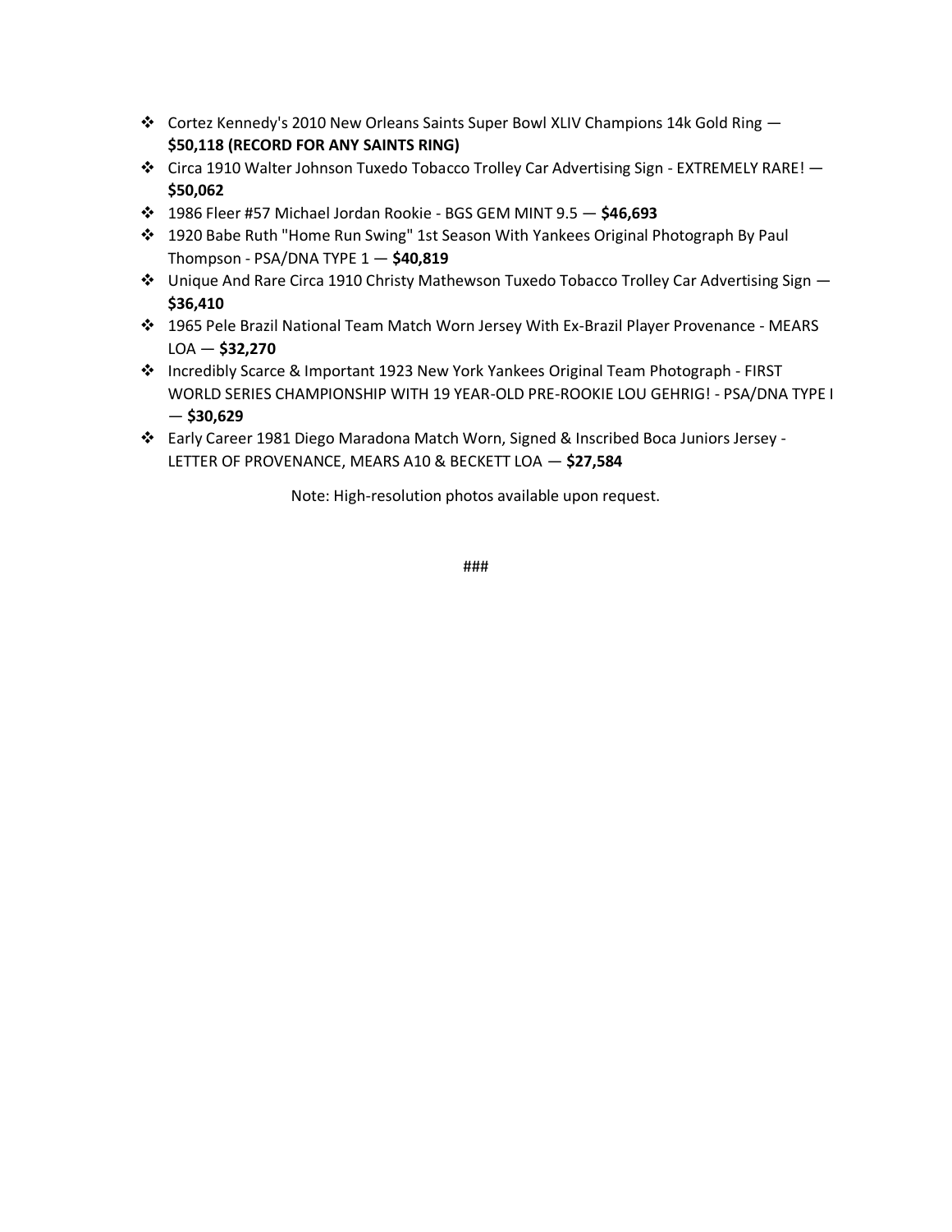- Cortez Kennedy's 2010 New Orleans Saints Super Bowl XLIV Champions 14k Gold Ring — **$50,118 (RECORD FOR ANY SAINTS RING)**
- Circa 1910 Walter Johnson Tuxedo Tobacco Trolley Car Advertising Sign - EXTREMELY RARE! — **$50,062**
- 1986 Fleer #57 Michael Jordan Rookie - BGS GEM MINT 9.5 — **$46,693**
- 1920 Babe Ruth "Home Run Swing" 1st Season With Yankees Original Photograph By Paul Thompson - PSA/DNA TYPE 1 — **$40,819**
- Unique And Rare Circa 1910 Christy Mathewson Tuxedo Tobacco Trolley Car Advertising Sign — **$36,410**
- 1965 Pele Brazil National Team Match Worn Jersey With Ex-Brazil Player Provenance - MEARS LOA — **$32,270**
- Incredibly Scarce & Important 1923 New York Yankees Original Team Photograph - FIRST WORLD SERIES CHAMPIONSHIP WITH 19 YEAR-OLD PRE-ROOKIE LOU GEHRIG! - PSA/DNA TYPE I — **$30,629**
- Early Career 1981 Diego Maradona Match Worn, Signed & Inscribed Boca Juniors Jersey - LETTER OF PROVENANCE, MEARS A10 & BECKETT LOA — **$27,584**

Note: High-resolution photos available upon request.

###